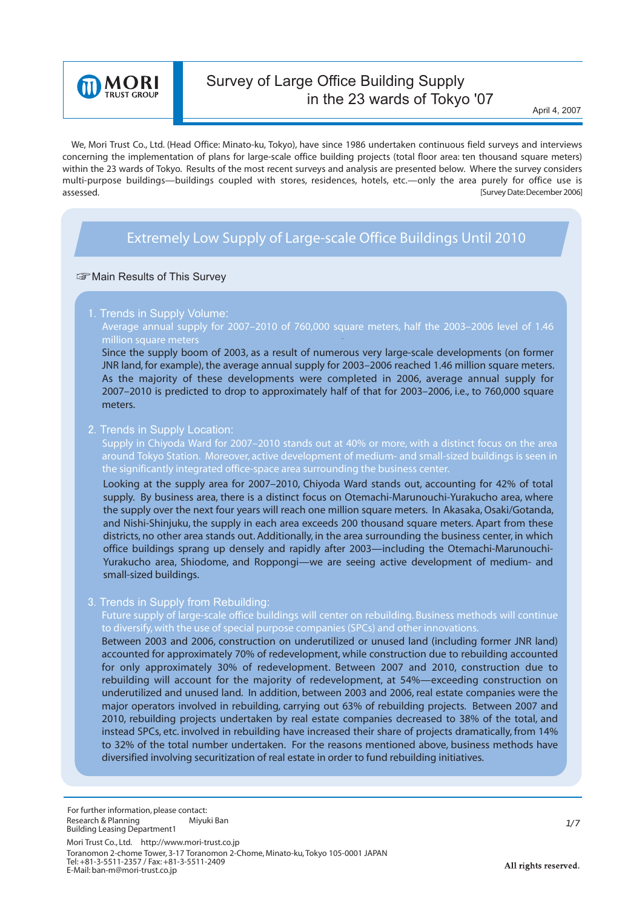MORI TRUST GROUP

# Survey of Large Office Building Supply in the 23 wards of Tokyo '07

April 4, 2007

We, Mori Trust Co., Ltd. (Head Office: Minato-ku, Tokyo), have since 1986 undertaken continuous field surveys and interviews concerning the implementation of plans for large-scale office building projects (total floor area: ten thousand square meters) within the 23 wards of Tokyo. Results of the most recent surveys and analysis are presented below. Where the survey considers multi-purpose buildings—buildings coupled with stores, residences, hotels, etc.—only the area purely for office use is assessed.

[Survey Date: December 2006]

## Extremely Low Supply of Large-scale Office Buildings Until 2010

☞Main Results of This Survey

### 1. Trends in Supply Volume:

**Average annual supply for 2007–2010 of 760,000 square meters, half the 2003–2006 level of 1.46 million square meters**

Since the supply boom of 2003, as a result of numerous very large-scale developments (on former JNR land, for example), the average annual supply for 2003–2006 reached 1.46 million square meters. As the majority of these developments were completed in 2006, average annual supply for 2007–2010 is predicted to drop to approximately half of that for 2003–2006, i.e., to 760,000 square meters.

### 2. Trends in Supply Location:

**Supply in Chiyoda Ward for 2007–2010 stands out at 40% or more, with a distinct focus on the area around Tokyo Station. Moreover, active development of medium- and small-sized buildings is seen in the significantly integrated office-space area surrounding the business center.**

Looking at the supply area for 2007–2010, Chiyoda Ward stands out, accounting for 42% of total supply. By business area, there is a distinct focus on Otemachi-Marunouchi-Yurakucho area, where the supply over the next four years will reach one million square meters. In Akasaka, Osaki/Gotanda, and Nishi-Shinjuku, the supply in each area exceeds 200 thousand square meters. Apart from these districts, no other area stands out. Additionally, in the area surrounding the business center, in which office buildings sprang up densely and rapidly after 2003—including the Otemachi-Marunouchi-Yurakucho area, Shiodome, and Roppongi—we are seeing active development of medium- and small-sized buildings.

### 3. Trends in Supply from Rebuilding:

**Future supply of large-scale office buildings will center on rebuilding. Business methods will continue to diversify, with the use of special purpose companies (SPCs) and other innovations.**

Between 2003 and 2006, construction on underutilized or unused land (including former JNR land) accounted for approximately 70% of redevelopment, while construction due to rebuilding accounted for only approximately 30% of redevelopment. Between 2007 and 2010, construction due to rebuilding will account for the majority of redevelopment, at 54%—exceeding construction on underutilized and unused land. In addition, between 2003 and 2006, real estate companies were the major operators involved in rebuilding, carrying out 63% of rebuilding projects. Between 2007 and 2010, rebuilding projects undertaken by real estate companies decreased to 38% of the total, and instead SPCs, etc. involved in rebuilding have increased their share of projects dramatically, from 14% to 32% of the total number undertaken. For the reasons mentioned above, business methods have diversified involving securitization of real estate in order to fund rebuilding initiatives.

For further information, please contact:
Research & Planning Building Leasing Department1 — Miyuki Ban

Mori Trust Co., Ltd. http://www.mori-trust.co.jp
Toranomon 2-chome Tower, 3-17 Toranomon 2-Chome, Minato-ku, Tokyo 105-0001 JAPAN
Tel: +81-3-5511-2357 / Fax: +81-3-5511-2409
E-Mail: ban-m@mori-trust.co.jp

All rights reserved.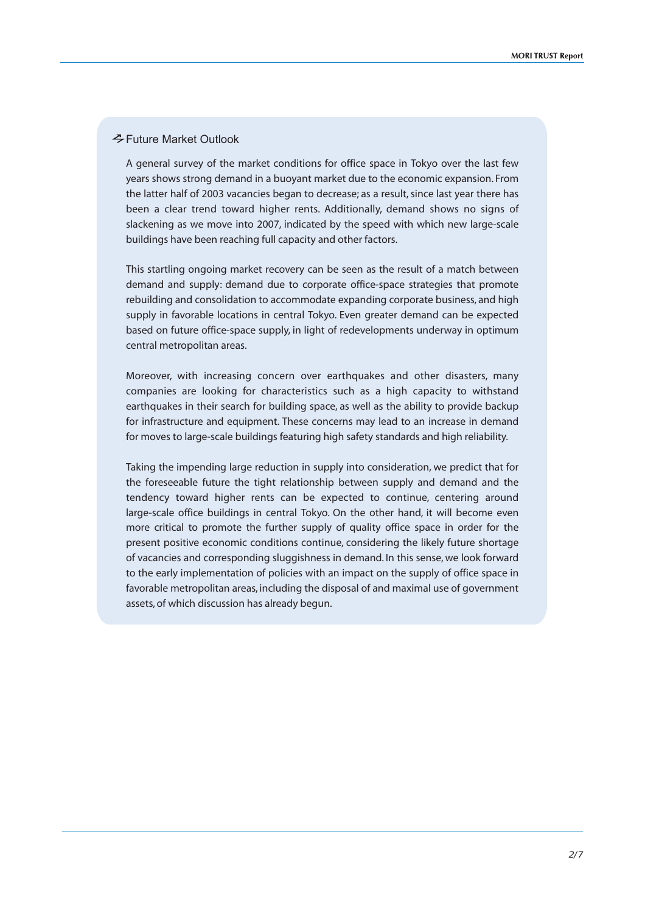## Future Market Outlook

A general survey of the market conditions for office space in Tokyo over the last few years shows strong demand in a buoyant market due to the economic expansion. From the latter half of 2003 vacancies began to decrease; as a result, since last year there has been a clear trend toward higher rents. Additionally, demand shows no signs of slackening as we move into 2007, indicated by the speed with which new large-scale buildings have been reaching full capacity and other factors.

This startling ongoing market recovery can be seen as the result of a match between demand and supply: demand due to corporate office-space strategies that promote rebuilding and consolidation to accommodate expanding corporate business, and high supply in favorable locations in central Tokyo. Even greater demand can be expected based on future office-space supply, in light of redevelopments underway in optimum central metropolitan areas.

Moreover, with increasing concern over earthquakes and other disasters, many companies are looking for characteristics such as a high capacity to withstand earthquakes in their search for building space, as well as the ability to provide backup for infrastructure and equipment. These concerns may lead to an increase in demand for moves to large-scale buildings featuring high safety standards and high reliability.

Taking the impending large reduction in supply into consideration, we predict that for the foreseeable future the tight relationship between supply and demand and the tendency toward higher rents can be expected to continue, centering around large-scale office buildings in central Tokyo. On the other hand, it will become even more critical to promote the further supply of quality office space in order for the present positive economic conditions continue, considering the likely future shortage of vacancies and corresponding sluggishness in demand. In this sense, we look forward to the early implementation of policies with an impact on the supply of office space in favorable metropolitan areas, including the disposal of and maximal use of government assets, of which discussion has already begun.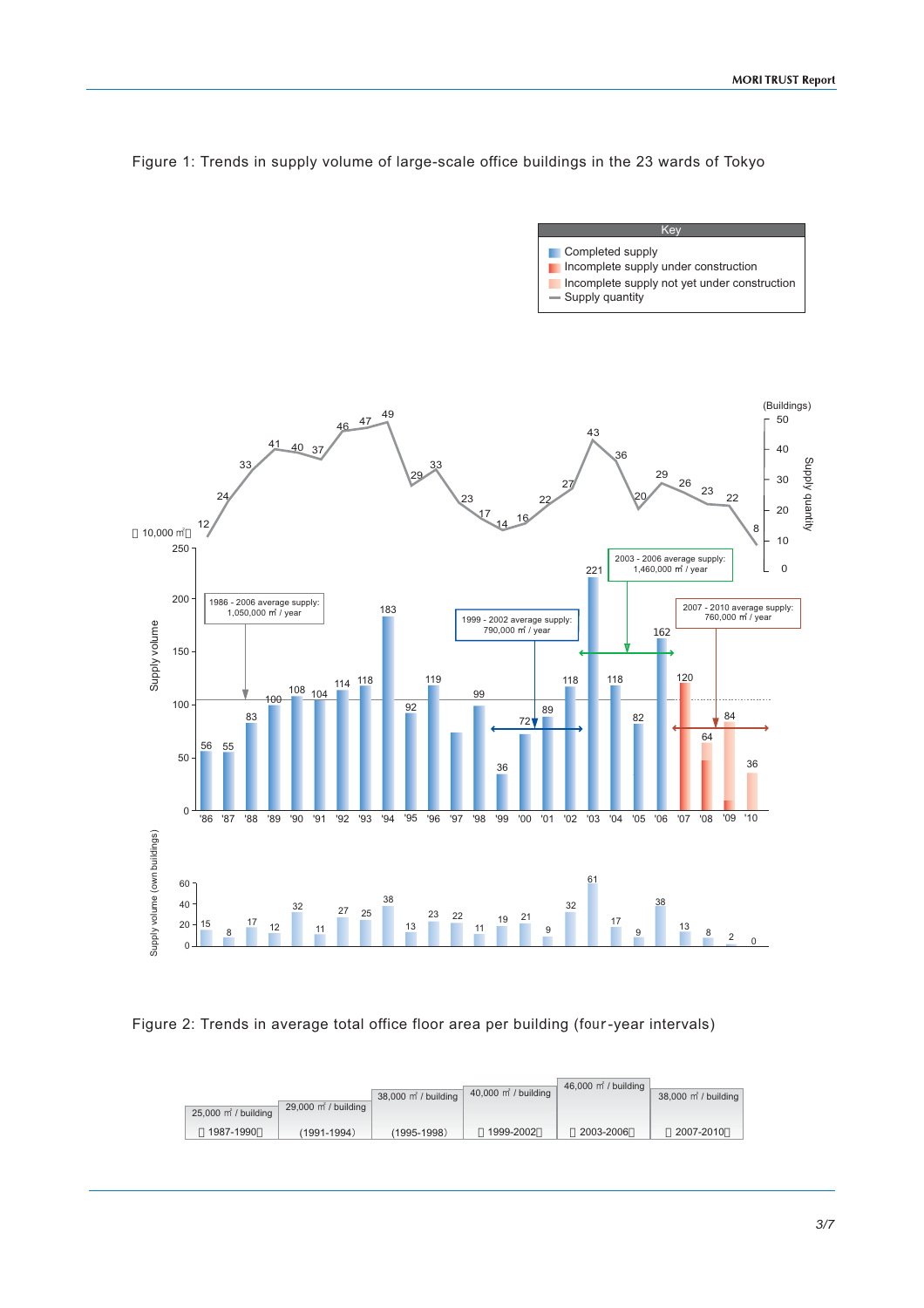Figure 1: Trends in supply volume of large-scale office buildings in the 23 wards of Tokyo

Key
- Completed supply
- Incomplete supply under construction
- Incomplete supply not yet under construction
- Supply quantity

(Buildings) Supply quantity

Supply volume (10,000 ㎡)

| Year | '86 | '87 | '88 | '89 | '90 | '91 | '92 | '93 | '94 | '95 | '96 | '97 | '98 | '99 | '00 | '01 | '02 | '03 | '04 | '05 | '06 | '07 | '08 | '09 | '10 |
|---|---|---|---|---|---|---|---|---|---|---|---|---|---|---|---|---|---|---|---|---|---|---|---|---|---|
| Supply quantity (buildings) | 12 | 24 | 33 | 41 | 40 | 37 | 46 | 47 | 49 | 29 | 33 | 23 | 17 | 14 | 16 | 22 | 27 | 43 | 36 | 20 | 29 | 26 | 23 | 22 | 8 |
| Supply volume (10,000 ㎡) | 56 | 55 | 83 | 100 | 108 | 104 | 114 | 118 | 183 | 92 | 119 | | 99 | 36 | 72 | 89 | 118 | 221 | 118 | 82 | 162 | 120 | 64 | 84 | 36 |
| Supply volume (own buildings) | 15 | 8 | 17 | 12 | 32 | 11 | 27 | 25 | 38 | 13 | 23 | 22 | 11 | 19 | 21 | 9 | 32 | 61 | 17 | 9 | 38 | 13 | 8 | 2 | 0 |

1986 - 2006 average supply: 1,050,000 ㎡ / year

1999 - 2002 average supply: 790,000 ㎡ / year

2003 - 2006 average supply: 1,460,000 ㎡ / year

2007 - 2010 average supply: 760,000 ㎡ / year

Figure 2: Trends in average total office floor area per building (four-year intervals)

| Period | (1987-1990) | (1991-1994) | (1995-1998) | (1999-2002) | (2003-2006) | (2007-2010) |
|---|---|---|---|---|---|---|
| Average floor area | 25,000 ㎡ / building | 29,000 ㎡ / building | 38,000 ㎡ / building | 40,000 ㎡ / building | 46,000 ㎡ / building | 38,000 ㎡ / building |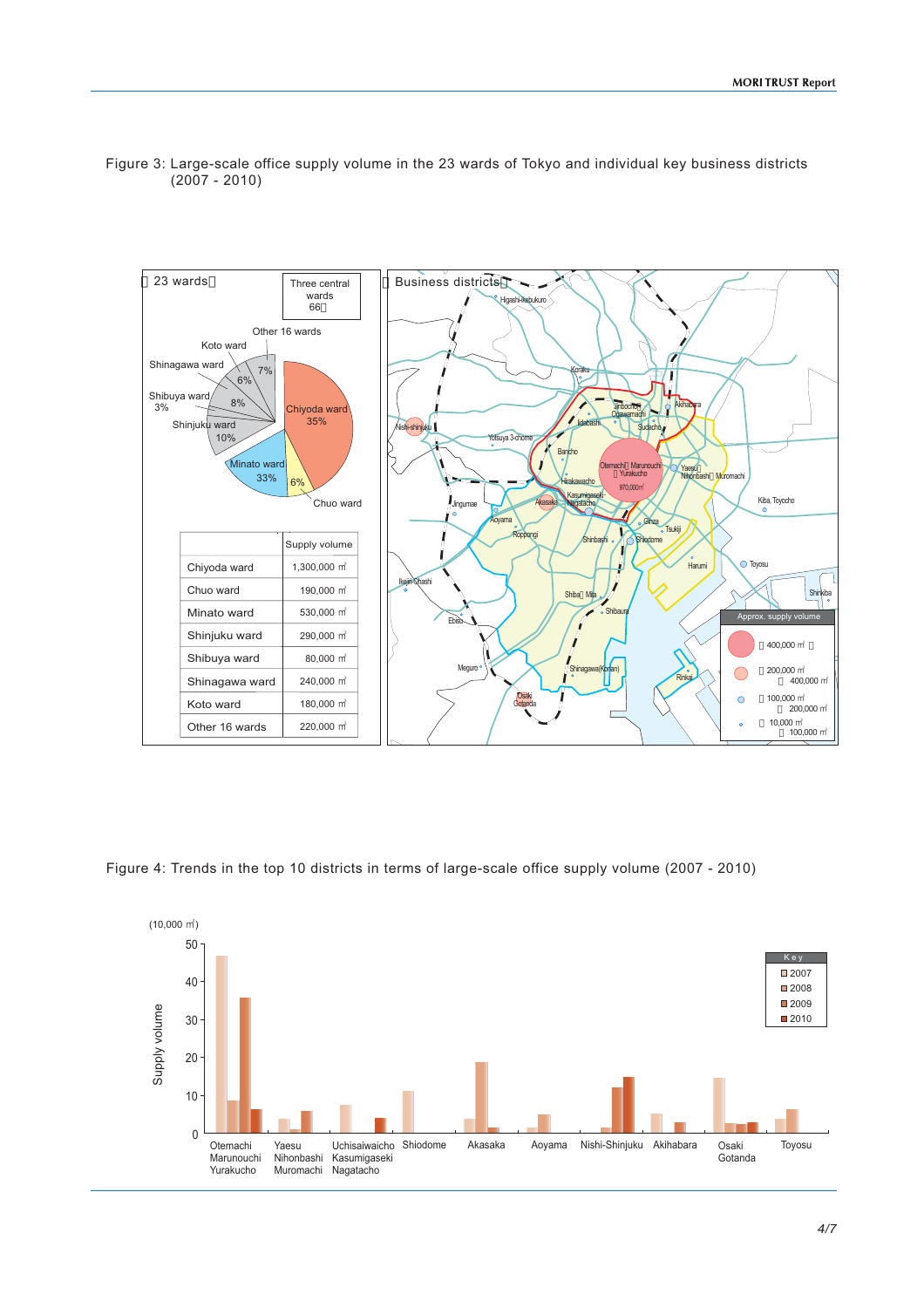Figure 3: Large-scale office supply volume in the 23 wards of Tokyo and individual key business districts (2007 - 2010)

【23 wards】

Three central wards 66％

Other 16 wards 7%, Koto ward 6%, Shinagawa ward 8%, Shibuya ward 3%, Shinjuku ward 10%, Minato ward 33%, Chuo ward 6%, Chiyoda ward 35%

| | Supply volume |
|---|---|
| Chiyoda ward | 1,300,000 ㎡ |
| Chuo ward | 190,000 ㎡ |
| Minato ward | 530,000 ㎡ |
| Shinjuku ward | 290,000 ㎡ |
| Shibuya ward | 80,000 ㎡ |
| Shinagawa ward | 240,000 ㎡ |
| Koto ward | 180,000 ㎡ |
| Other 16 wards | 220,000 ㎡ |

【Business districts】

Approx. supply volume:
- 400,000 ㎡ ～
- 200,000 ㎡ ～ 400,000 ㎡
- 100,000 ㎡ ～ 200,000 ㎡
- 10,000 ㎡ ～ 100,000 ㎡

Otemachi・Marunouchi・Yurakucho 970,000㎡

Figure 4: Trends in the top 10 districts in terms of large-scale office supply volume (2007 - 2010)

Supply volume (10,000 ㎡)

Key: 2007, 2008, 2009, 2010

Districts: Otemachi Marunouchi Yurakucho, Yaesu Nihonbashi Muromachi, Uchisaiwaicho Kasumigaseki Nagatacho, Shiodome, Akasaka, Aoyama, Nishi-Shinjuku, Akihabara, Osaki Gotanda, Toyosu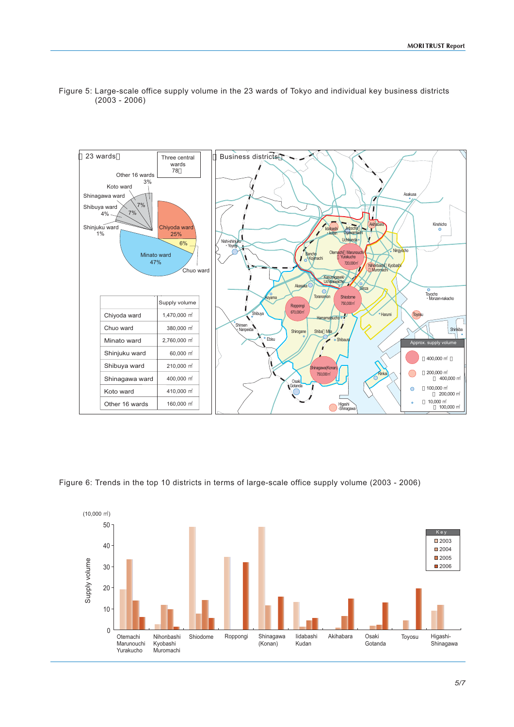Figure 5: Large-scale office supply volume in the 23 wards of Tokyo and individual key business districts (2003 - 2006)

| | Supply volume |
|---|---|
| Chiyoda ward | 1,470,000 ㎡ |
| Chuo ward | 380,000 ㎡ |
| Minato ward | 2,760,000 ㎡ |
| Shinjuku ward | 60,000 ㎡ |
| Shibuya ward | 210,000 ㎡ |
| Shinagawa ward | 400,000 ㎡ |
| Koto ward | 410,000 ㎡ |
| Other 16 wards | 160,000 ㎡ |

Figure 6: Trends in the top 10 districts in terms of large-scale office supply volume (2003 - 2006)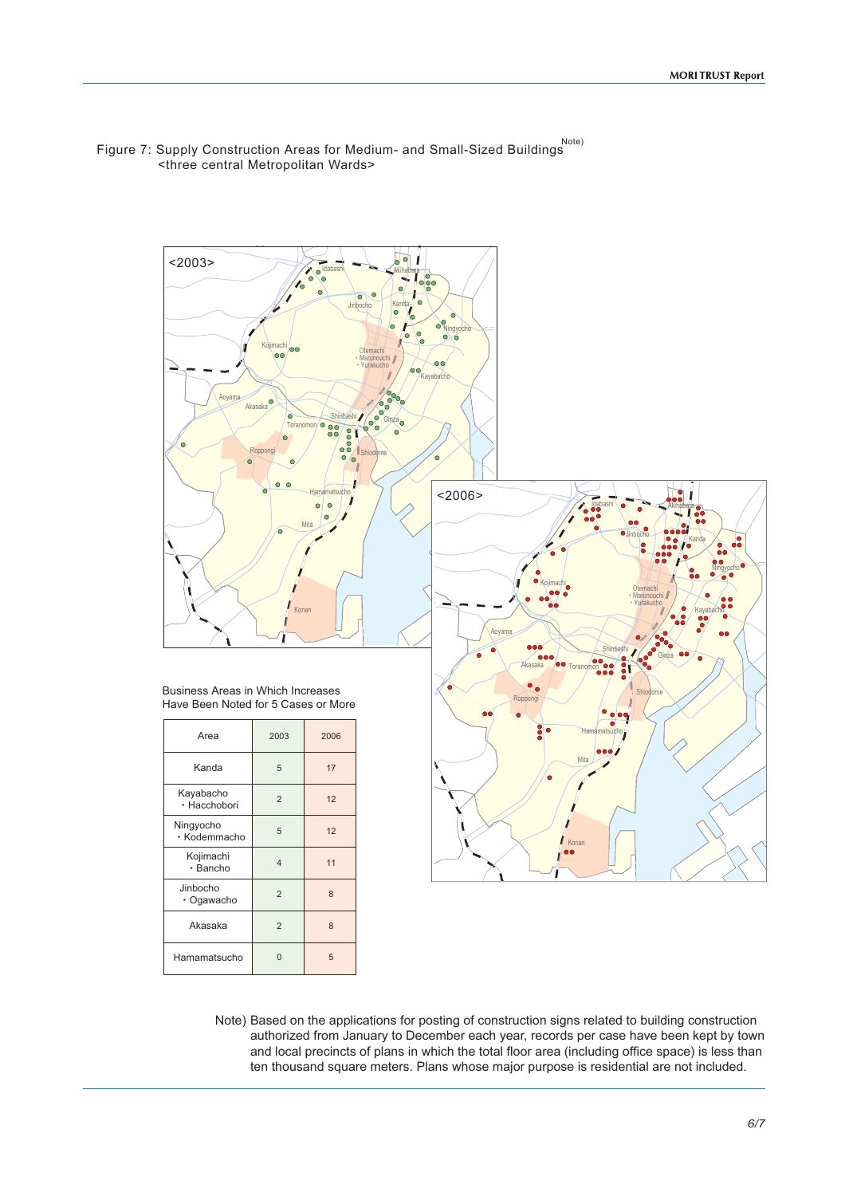Figure 7: Supply Construction Areas for Medium- and Small-Sized Buildings[Note)]
<three central Metropolitan Wards>

Business Areas in Which Increases Have Been Noted for 5 Cases or More

| Area | 2003 | 2006 |
|---|---|---|
| Kanda | 5 | 17 |
| Kayabacho ・Hacchobori | 2 | 12 |
| Ningyocho ・Kodemmacho | 5 | 12 |
| Kojimachi ・Bancho | 4 | 11 |
| Jinbocho ・Ogawacho | 2 | 8 |
| Akasaka | 2 | 8 |
| Hamamatsucho | 0 | 5 |

Note) Based on the applications for posting of construction signs related to building construction authorized from January to December each year, records per case have been kept by town and local precincts of plans in which the total floor area (including office space) is less than ten thousand square meters. Plans whose major purpose is residential are not included.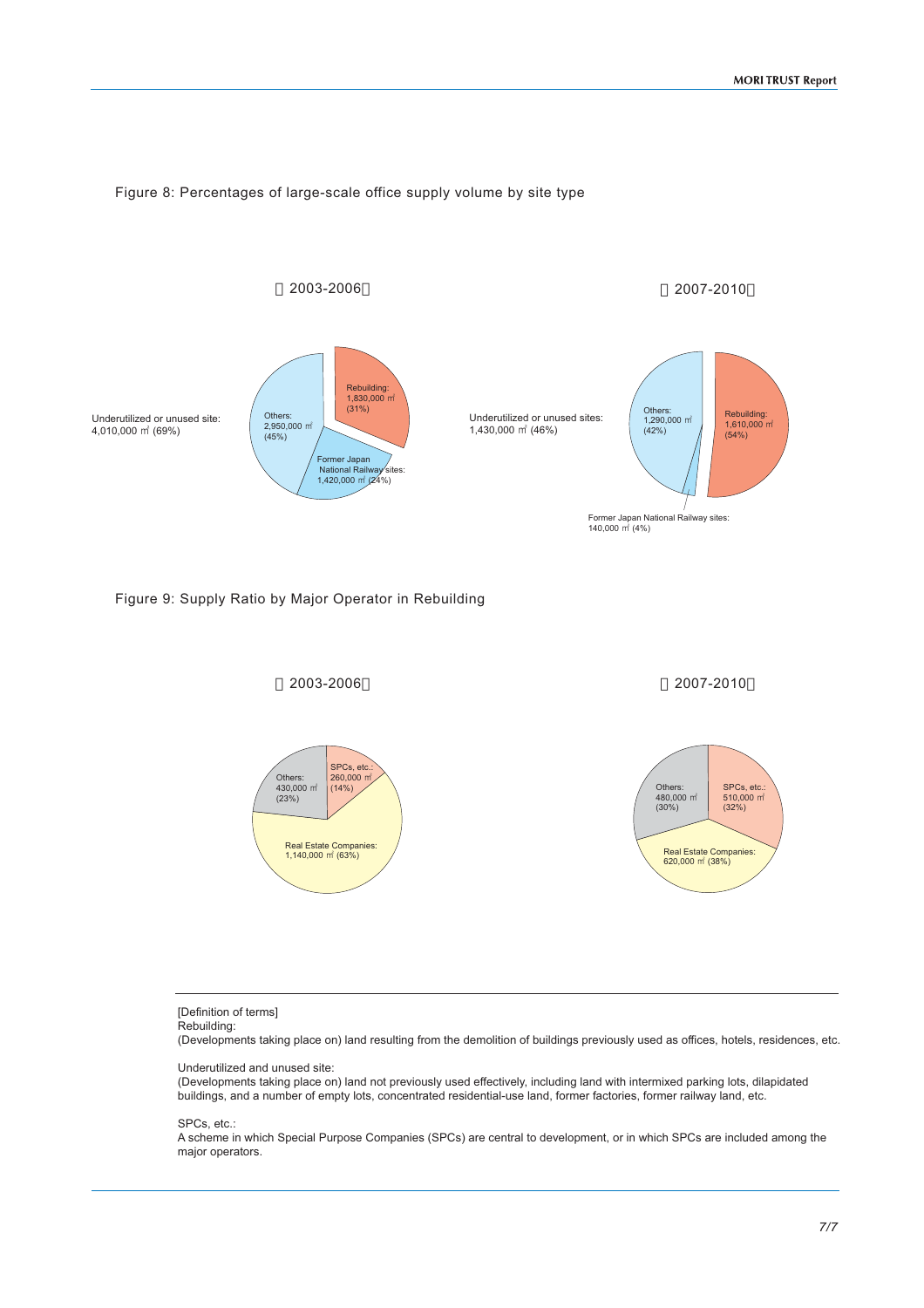Figure 8: Percentages of large-scale office supply volume by site type

【2003-2006】

Underutilized or unused site: 4,010,000 ㎡ (69%)

Rebuilding: 1,830,000 ㎡ (31%)

Others: 2,950,000 ㎡ (45%)

Former Japan National Railway sites: 1,420,000 ㎡ (24%)

【2007-2010】

Underutilized or unused sites: 1,430,000 ㎡ (46%)

Others: 1,290,000 ㎡ (42%)

Rebuilding: 1,610,000 ㎡ (54%)

Former Japan National Railway sites: 140,000 ㎡ (4%)

Figure 9: Supply Ratio by Major Operator in Rebuilding

【2003-2006】

SPCs, etc.: 260,000 ㎡ (14%)

Others: 430,000 ㎡ (23%)

Real Estate Companies: 1,140,000 ㎡ (63%)

【2007-2010】

Others: 480,000 ㎡ (30%)

SPCs, etc.: 510,000 ㎡ (32%)

Real Estate Companies: 620,000 ㎡ (38%)

[Definition of terms]

Rebuilding:
(Developments taking place on) land resulting from the demolition of buildings previously used as offices, hotels, residences, etc.

Underutilized and unused site:
(Developments taking place on) land not previously used effectively, including land with intermixed parking lots, dilapidated buildings, and a number of empty lots, concentrated residential-use land, former factories, former railway land, etc.

SPCs, etc.:
A scheme in which Special Purpose Companies (SPCs) are central to development, or in which SPCs are included among the major operators.